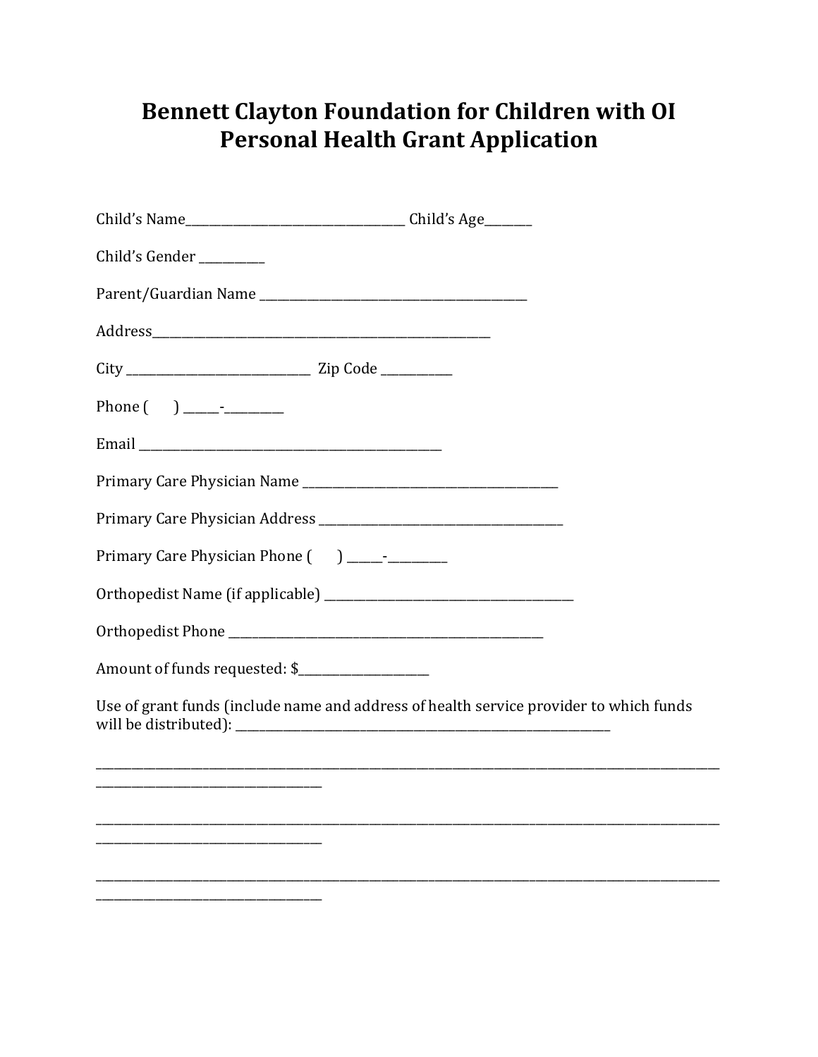# Bennett Clayton Foundation for Children with OI
# Personal Health Grant Application

Child's Name______________________________________ Child's Age________

Child's Gender ___________

Parent/Guardian Name _____________________________________________

Address__________________________________________________________

City _______________________________ Zip Code ____________

Phone (      ) ______-__________

Email ____________________________________________________

Primary Care Physician Name ___________________________________________

Primary Care Physician Address _________________________________________

Primary Care Physician Phone (      ) ______-__________

Orthopedist Name (if applicable) ________________________________________

Orthopedist Phone ____________________________________________________

Amount of funds requested: $______________________

Use of grant funds (include name and address of health service provider to which funds will be distributed): _________________________________________________________________

___________________________________________________________________________________________________________________________________________

___________________________________________________________________________________________________________________________________________

___________________________________________________________________________________________________________________________________________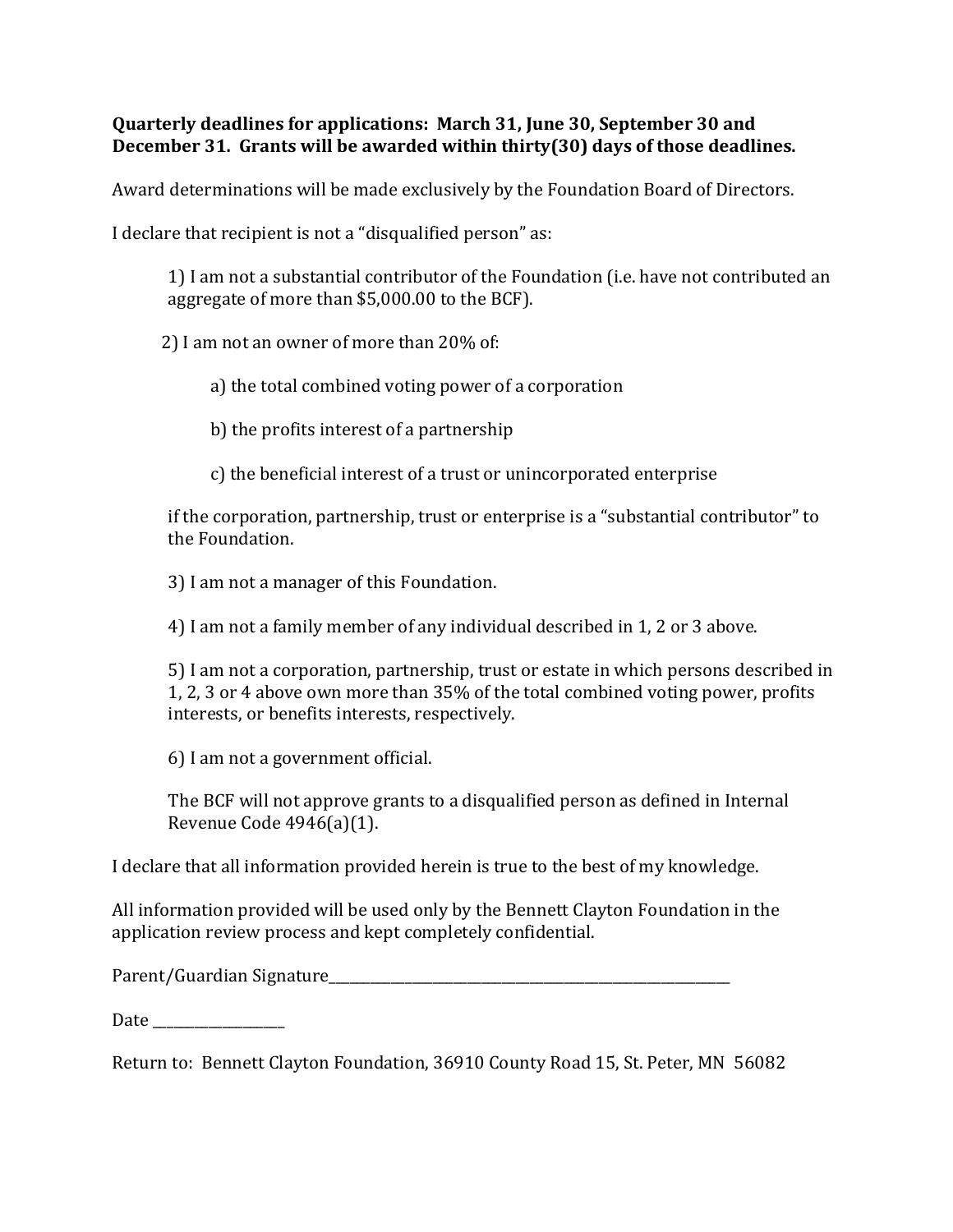**Quarterly deadlines for applications: March 31, June 30, September 30 and December 31. Grants will be awarded within thirty(30) days of those deadlines.**

Award determinations will be made exclusively by the Foundation Board of Directors.

I declare that recipient is not a "disqualified person" as:

1) I am not a substantial contributor of the Foundation (i.e. have not contributed an aggregate of more than $5,000.00 to the BCF).

2) I am not an owner of more than 20% of:

a) the total combined voting power of a corporation

b) the profits interest of a partnership

c) the beneficial interest of a trust or unincorporated enterprise

if the corporation, partnership, trust or enterprise is a "substantial contributor" to the Foundation.

3) I am not a manager of this Foundation.

4) I am not a family member of any individual described in 1, 2 or 3 above.

5) I am not a corporation, partnership, trust or estate in which persons described in 1, 2, 3 or 4 above own more than 35% of the total combined voting power, profits interests, or benefits interests, respectively.

6) I am not a government official.

The BCF will not approve grants to a disqualified person as defined in Internal Revenue Code 4946(a)(1).

I declare that all information provided herein is true to the best of my knowledge.

All information provided will be used only by the Bennett Clayton Foundation in the application review process and kept completely confidential.

Parent/Guardian Signature______________________________________________________________

Date ____________________

Return to: Bennett Clayton Foundation, 36910 County Road 15, St. Peter, MN 56082